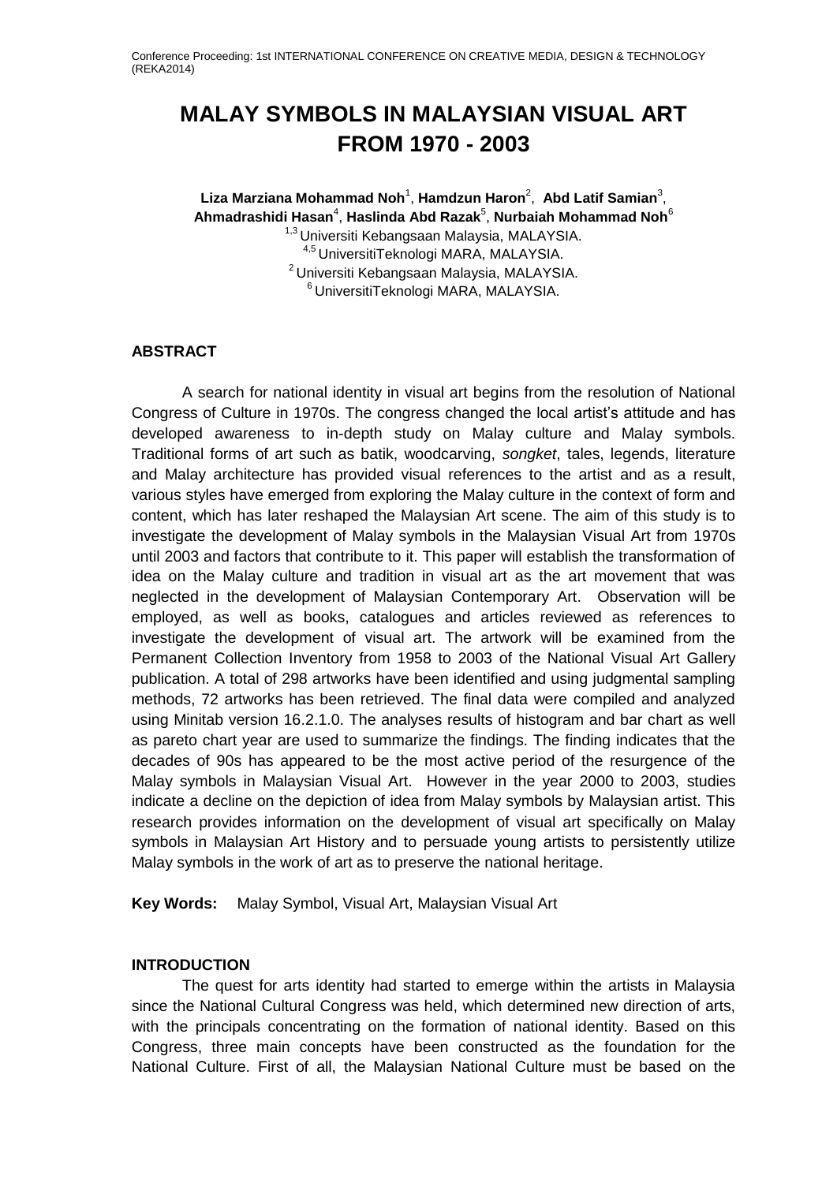# MALAY SYMBOLS IN MALAYSIAN VISUAL ART FROM 1970 - 2003

**Liza Marziana Mohammad Noh**[1], **Hamdzun Haron**[2], **Abd Latif Samian**[3], **Ahmadrashidi Hasan**[4], **Haslinda Abd Razak**[5], **Nurbaiah Mohammad Noh**[6]

[1,3] Universiti Kebangsaan Malaysia, MALAYSIA.
[4,5] UniversitiTeknologi MARA, MALAYSIA.
[2] Universiti Kebangsaan Malaysia, MALAYSIA.
[6] UniversitiTeknologi MARA, MALAYSIA.

## ABSTRACT

A search for national identity in visual art begins from the resolution of National Congress of Culture in 1970s. The congress changed the local artist's attitude and has developed awareness to in-depth study on Malay culture and Malay symbols. Traditional forms of art such as batik, woodcarving, *songket*, tales, legends, literature and Malay architecture has provided visual references to the artist and as a result, various styles have emerged from exploring the Malay culture in the context of form and content, which has later reshaped the Malaysian Art scene. The aim of this study is to investigate the development of Malay symbols in the Malaysian Visual Art from 1970s until 2003 and factors that contribute to it. This paper will establish the transformation of idea on the Malay culture and tradition in visual art as the art movement that was neglected in the development of Malaysian Contemporary Art. Observation will be employed, as well as books, catalogues and articles reviewed as references to investigate the development of visual art. The artwork will be examined from the Permanent Collection Inventory from 1958 to 2003 of the National Visual Art Gallery publication. A total of 298 artworks have been identified and using judgmental sampling methods, 72 artworks has been retrieved. The final data were compiled and analyzed using Minitab version 16.2.1.0. The analyses results of histogram and bar chart as well as pareto chart year are used to summarize the findings. The finding indicates that the decades of 90s has appeared to be the most active period of the resurgence of the Malay symbols in Malaysian Visual Art. However in the year 2000 to 2003, studies indicate a decline on the depiction of idea from Malay symbols by Malaysian artist. This research provides information on the development of visual art specifically on Malay symbols in Malaysian Art History and to persuade young artists to persistently utilize Malay symbols in the work of art as to preserve the national heritage.

**Key Words:** Malay Symbol, Visual Art, Malaysian Visual Art

## INTRODUCTION

The quest for arts identity had started to emerge within the artists in Malaysia since the National Cultural Congress was held, which determined new direction of arts, with the principals concentrating on the formation of national identity. Based on this Congress, three main concepts have been constructed as the foundation for the National Culture. First of all, the Malaysian National Culture must be based on the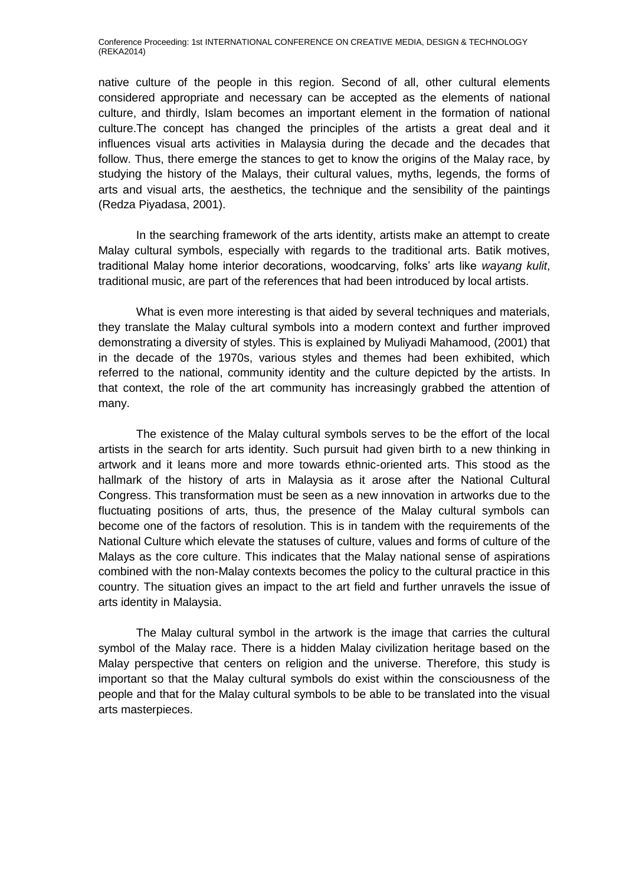native culture of the people in this region. Second of all, other cultural elements considered appropriate and necessary can be accepted as the elements of national culture, and thirdly, Islam becomes an important element in the formation of national culture.The concept has changed the principles of the artists a great deal and it influences visual arts activities in Malaysia during the decade and the decades that follow. Thus, there emerge the stances to get to know the origins of the Malay race, by studying the history of the Malays, their cultural values, myths, legends, the forms of arts and visual arts, the aesthetics, the technique and the sensibility of the paintings (Redza Piyadasa, 2001).

In the searching framework of the arts identity, artists make an attempt to create Malay cultural symbols, especially with regards to the traditional arts. Batik motives, traditional Malay home interior decorations, woodcarving, folks' arts like *wayang kulit*, traditional music, are part of the references that had been introduced by local artists.

What is even more interesting is that aided by several techniques and materials, they translate the Malay cultural symbols into a modern context and further improved demonstrating a diversity of styles. This is explained by Muliyadi Mahamood, (2001) that in the decade of the 1970s, various styles and themes had been exhibited, which referred to the national, community identity and the culture depicted by the artists. In that context, the role of the art community has increasingly grabbed the attention of many.

The existence of the Malay cultural symbols serves to be the effort of the local artists in the search for arts identity. Such pursuit had given birth to a new thinking in artwork and it leans more and more towards ethnic-oriented arts. This stood as the hallmark of the history of arts in Malaysia as it arose after the National Cultural Congress. This transformation must be seen as a new innovation in artworks due to the fluctuating positions of arts, thus, the presence of the Malay cultural symbols can become one of the factors of resolution. This is in tandem with the requirements of the National Culture which elevate the statuses of culture, values and forms of culture of the Malays as the core culture. This indicates that the Malay national sense of aspirations combined with the non-Malay contexts becomes the policy to the cultural practice in this country. The situation gives an impact to the art field and further unravels the issue of arts identity in Malaysia.

The Malay cultural symbol in the artwork is the image that carries the cultural symbol of the Malay race. There is a hidden Malay civilization heritage based on the Malay perspective that centers on religion and the universe. Therefore, this study is important so that the Malay cultural symbols do exist within the consciousness of the people and that for the Malay cultural symbols to be able to be translated into the visual arts masterpieces.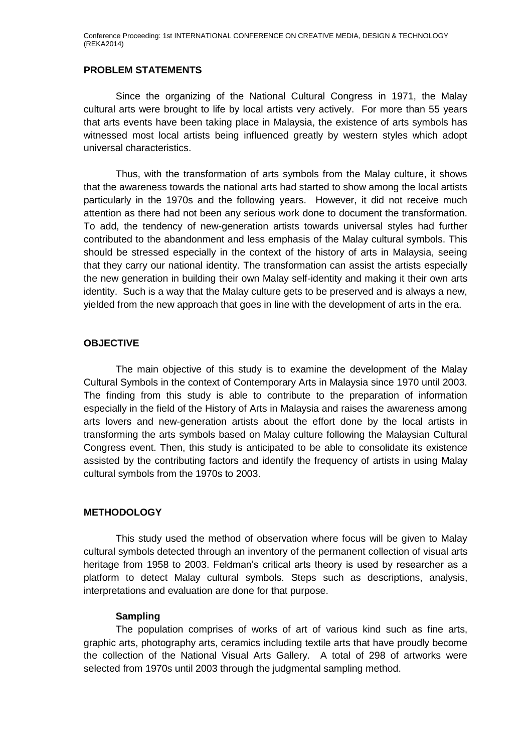## PROBLEM STATEMENTS

Since the organizing of the National Cultural Congress in 1971, the Malay cultural arts were brought to life by local artists very actively. For more than 55 years that arts events have been taking place in Malaysia, the existence of arts symbols has witnessed most local artists being influenced greatly by western styles which adopt universal characteristics.

Thus, with the transformation of arts symbols from the Malay culture, it shows that the awareness towards the national arts had started to show among the local artists particularly in the 1970s and the following years. However, it did not receive much attention as there had not been any serious work done to document the transformation. To add, the tendency of new-generation artists towards universal styles had further contributed to the abandonment and less emphasis of the Malay cultural symbols. This should be stressed especially in the context of the history of arts in Malaysia, seeing that they carry our national identity. The transformation can assist the artists especially the new generation in building their own Malay self-identity and making it their own arts identity. Such is a way that the Malay culture gets to be preserved and is always a new, yielded from the new approach that goes in line with the development of arts in the era.

## OBJECTIVE

The main objective of this study is to examine the development of the Malay Cultural Symbols in the context of Contemporary Arts in Malaysia since 1970 until 2003. The finding from this study is able to contribute to the preparation of information especially in the field of the History of Arts in Malaysia and raises the awareness among arts lovers and new-generation artists about the effort done by the local artists in transforming the arts symbols based on Malay culture following the Malaysian Cultural Congress event. Then, this study is anticipated to be able to consolidate its existence assisted by the contributing factors and identify the frequency of artists in using Malay cultural symbols from the 1970s to 2003.

## METHODOLOGY

This study used the method of observation where focus will be given to Malay cultural symbols detected through an inventory of the permanent collection of visual arts heritage from 1958 to 2003. Feldman's critical arts theory is used by researcher as a platform to detect Malay cultural symbols. Steps such as descriptions, analysis, interpretations and evaluation are done for that purpose.

### Sampling

The population comprises of works of art of various kind such as fine arts, graphic arts, photography arts, ceramics including textile arts that have proudly become the collection of the National Visual Arts Gallery. A total of 298 of artworks were selected from 1970s until 2003 through the judgmental sampling method.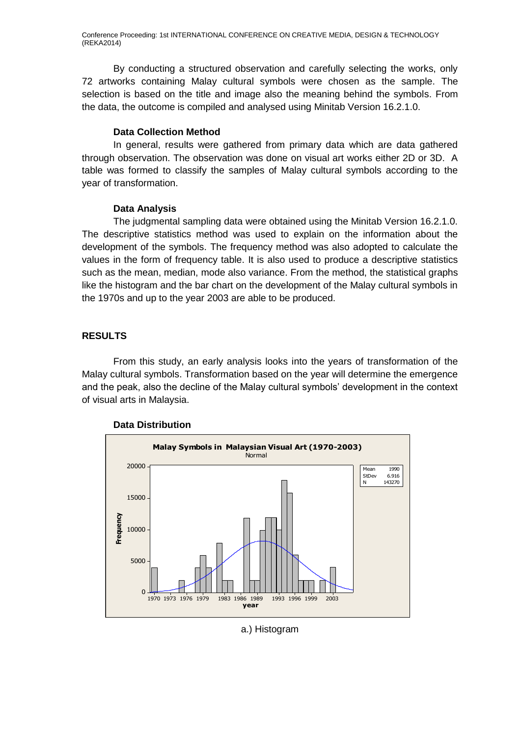By conducting a structured observation and carefully selecting the works, only 72 artworks containing Malay cultural symbols were chosen as the sample. The selection is based on the title and image also the meaning behind the symbols. From the data, the outcome is compiled and analysed using Minitab Version 16.2.1.0.

### Data Collection Method

In general, results were gathered from primary data which are data gathered through observation. The observation was done on visual art works either 2D or 3D. A table was formed to classify the samples of Malay cultural symbols according to the year of transformation.

### Data Analysis

The judgmental sampling data were obtained using the Minitab Version 16.2.1.0. The descriptive statistics method was used to explain on the information about the development of the symbols. The frequency method was also adopted to calculate the values in the form of frequency table. It is also used to produce a descriptive statistics such as the mean, median, mode also variance. From the method, the statistical graphs like the histogram and the bar chart on the development of the Malay cultural symbols in the 1970s and up to the year 2003 are able to be produced.

## RESULTS

From this study, an early analysis looks into the years of transformation of the Malay cultural symbols. Transformation based on the year will determine the emergence and the peak, also the decline of the Malay cultural symbols' development in the context of visual arts in Malaysia.

### Data Distribution

**Malay Symbols in Malaysian Visual Art (1970-2003)**
Normal

Mean 1990
StDev 6.916
N 143270

a.) Histogram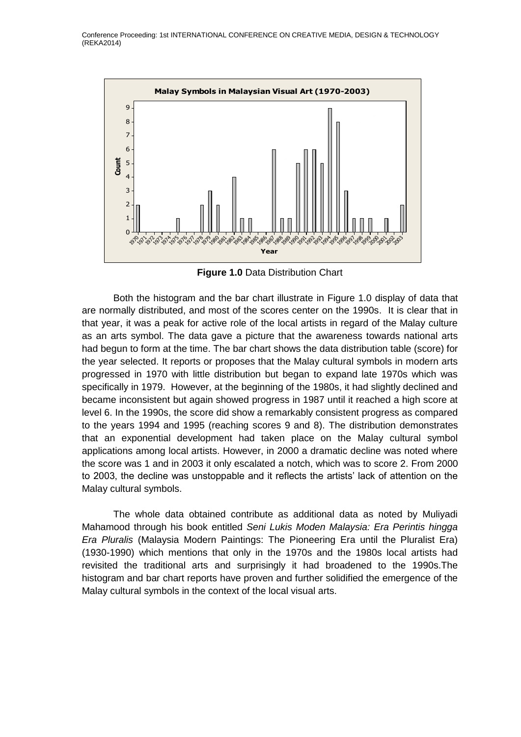**Figure 1.0** Data Distribution Chart

Both the histogram and the bar chart illustrate in Figure 1.0 display of data that are normally distributed, and most of the scores center on the 1990s. It is clear that in that year, it was a peak for active role of the local artists in regard of the Malay culture as an arts symbol. The data gave a picture that the awareness towards national arts had begun to form at the time. The bar chart shows the data distribution table (score) for the year selected. It reports or proposes that the Malay cultural symbols in modern arts progressed in 1970 with little distribution but began to expand late 1970s which was specifically in 1979. However, at the beginning of the 1980s, it had slightly declined and became inconsistent but again showed progress in 1987 until it reached a high score at level 6. In the 1990s, the score did show a remarkably consistent progress as compared to the years 1994 and 1995 (reaching scores 9 and 8). The distribution demonstrates that an exponential development had taken place on the Malay cultural symbol applications among local artists. However, in 2000 a dramatic decline was noted where the score was 1 and in 2003 it only escalated a notch, which was to score 2. From 2000 to 2003, the decline was unstoppable and it reflects the artists' lack of attention on the Malay cultural symbols.

The whole data obtained contribute as additional data as noted by Muliyadi Mahamood through his book entitled *Seni Lukis Moden Malaysia: Era Perintis hingga Era Pluralis* (Malaysia Modern Paintings: The Pioneering Era until the Pluralist Era) (1930-1990) which mentions that only in the 1970s and the 1980s local artists had revisited the traditional arts and surprisingly it had broadened to the 1990s.The histogram and bar chart reports have proven and further solidified the emergence of the Malay cultural symbols in the context of the local visual arts.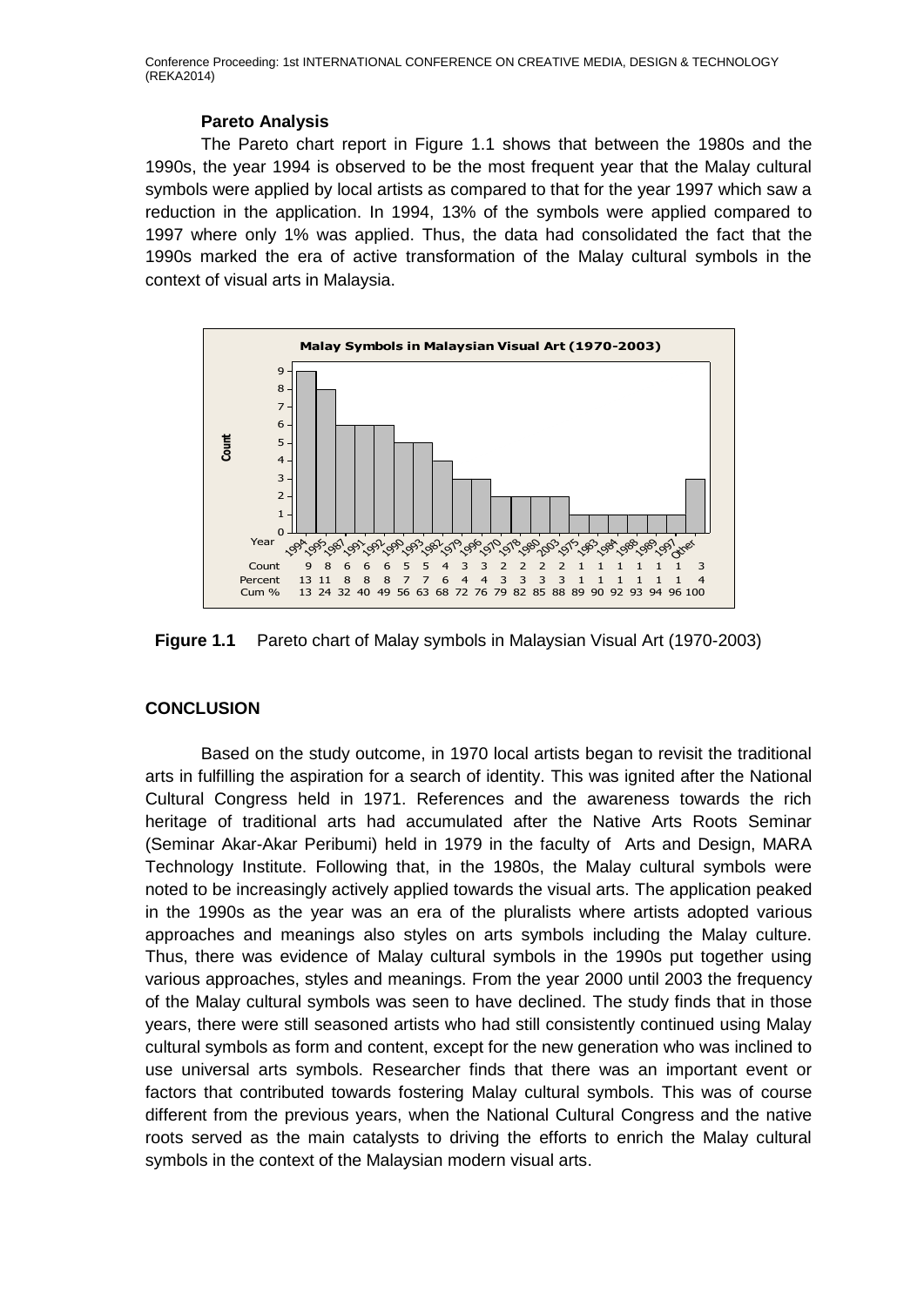### Pareto Analysis

The Pareto chart report in Figure 1.1 shows that between the 1980s and the 1990s, the year 1994 is observed to be the most frequent year that the Malay cultural symbols were applied by local artists as compared to that for the year 1997 which saw a reduction in the application. In 1994, 13% of the symbols were applied compared to 1997 where only 1% was applied. Thus, the data had consolidated the fact that the 1990s marked the era of active transformation of the Malay cultural symbols in the context of visual arts in Malaysia.

**Malay Symbols in Malaysian Visual Art (1970-2003)**

| Year | 1994 | 1995 | 1987 | 1991 | 1992 | 1990 | 1993 | 1982 | 1979 | 1996 | 1970 | 1978 | 1980 | 2003 | 1975 | 1983 | 1984 | 1988 | 1989 | 1997 | Other |
|---|---|---|---|---|---|---|---|---|---|---|---|---|---|---|---|---|---|---|---|---|---|
| Count | 9 | 8 | 6 | 6 | 6 | 5 | 5 | 4 | 3 | 3 | 2 | 2 | 2 | 2 | 1 | 1 | 1 | 1 | 1 | 1 | 3 |
| Percent | 13 | 11 | 8 | 8 | 8 | 7 | 7 | 6 | 4 | 4 | 3 | 3 | 3 | 3 | 1 | 1 | 1 | 1 | 1 | 1 | 4 |
| Cum % | 13 | 24 | 32 | 40 | 49 | 56 | 63 | 68 | 72 | 76 | 79 | 82 | 85 | 88 | 89 | 90 | 92 | 93 | 94 | 96 | 100 |

**Figure 1.1** Pareto chart of Malay symbols in Malaysian Visual Art (1970-2003)

## CONCLUSION

Based on the study outcome, in 1970 local artists began to revisit the traditional arts in fulfilling the aspiration for a search of identity. This was ignited after the National Cultural Congress held in 1971. References and the awareness towards the rich heritage of traditional arts had accumulated after the Native Arts Roots Seminar (Seminar Akar-Akar Peribumi) held in 1979 in the faculty of Arts and Design, MARA Technology Institute. Following that, in the 1980s, the Malay cultural symbols were noted to be increasingly actively applied towards the visual arts. The application peaked in the 1990s as the year was an era of the pluralists where artists adopted various approaches and meanings also styles on arts symbols including the Malay culture. Thus, there was evidence of Malay cultural symbols in the 1990s put together using various approaches, styles and meanings. From the year 2000 until 2003 the frequency of the Malay cultural symbols was seen to have declined. The study finds that in those years, there were still seasoned artists who had still consistently continued using Malay cultural symbols as form and content, except for the new generation who was inclined to use universal arts symbols. Researcher finds that there was an important event or factors that contributed towards fostering Malay cultural symbols. This was of course different from the previous years, when the National Cultural Congress and the native roots served as the main catalysts to driving the efforts to enrich the Malay cultural symbols in the context of the Malaysian modern visual arts.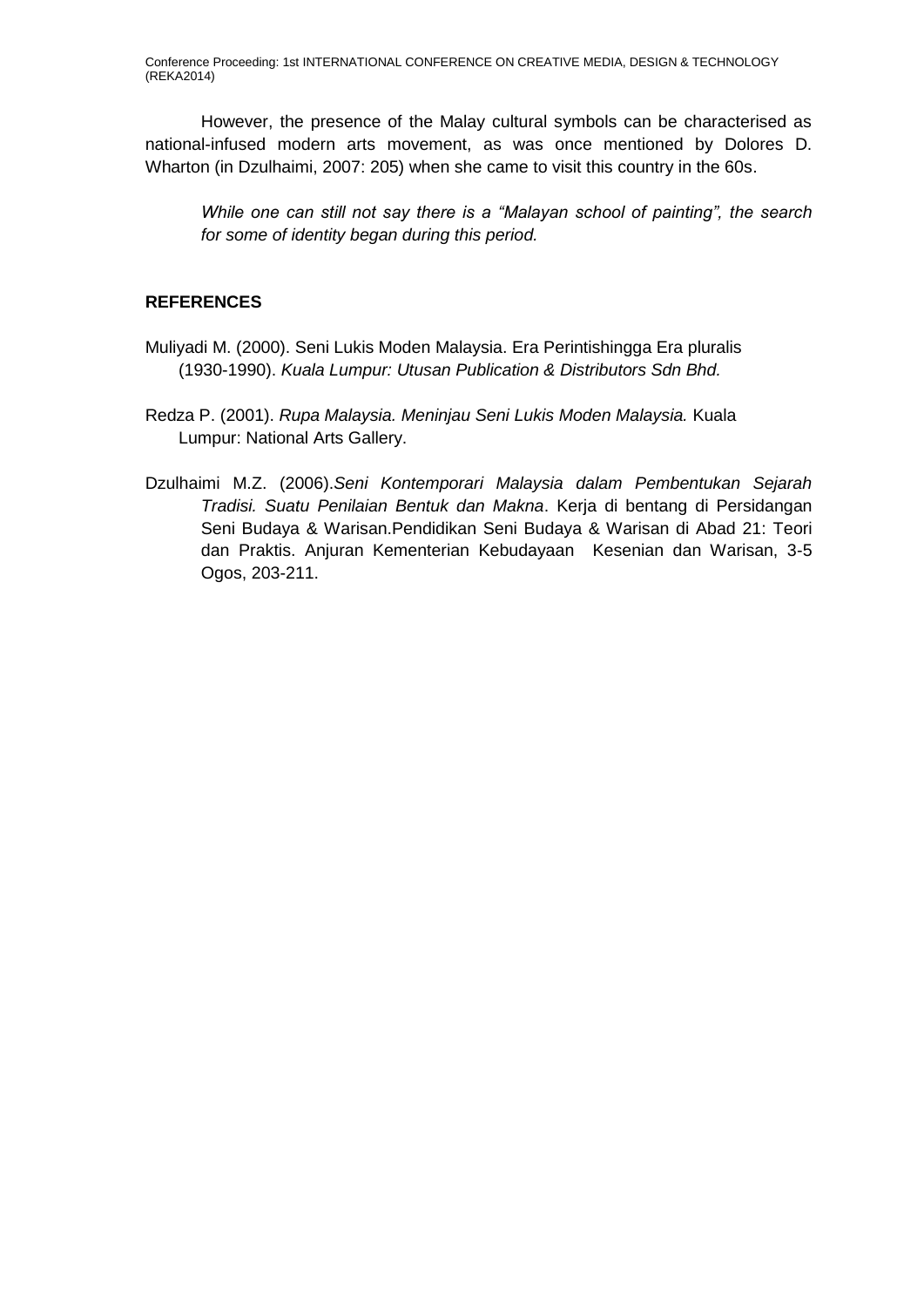However, the presence of the Malay cultural symbols can be characterised as national-infused modern arts movement, as was once mentioned by Dolores D. Wharton (in Dzulhaimi, 2007: 205) when she came to visit this country in the 60s.

> *While one can still not say there is a "Malayan school of painting", the search for some of identity began during this period.*

## REFERENCES

Muliyadi M. (2000). Seni Lukis Moden Malaysia. Era Perintishingga Era pluralis (1930-1990). *Kuala Lumpur: Utusan Publication & Distributors Sdn Bhd.*

Redza P. (2001). *Rupa Malaysia. Meninjau Seni Lukis Moden Malaysia.* Kuala Lumpur: National Arts Gallery.

Dzulhaimi M.Z. (2006).*Seni Kontemporari Malaysia dalam Pembentukan Sejarah Tradisi. Suatu Penilaian Bentuk dan Makna*. Kerja di bentang di Persidangan Seni Budaya & Warisan.Pendidikan Seni Budaya & Warisan di Abad 21: Teori dan Praktis. Anjuran Kementerian Kebudayaan Kesenian dan Warisan, 3-5 Ogos, 203-211.